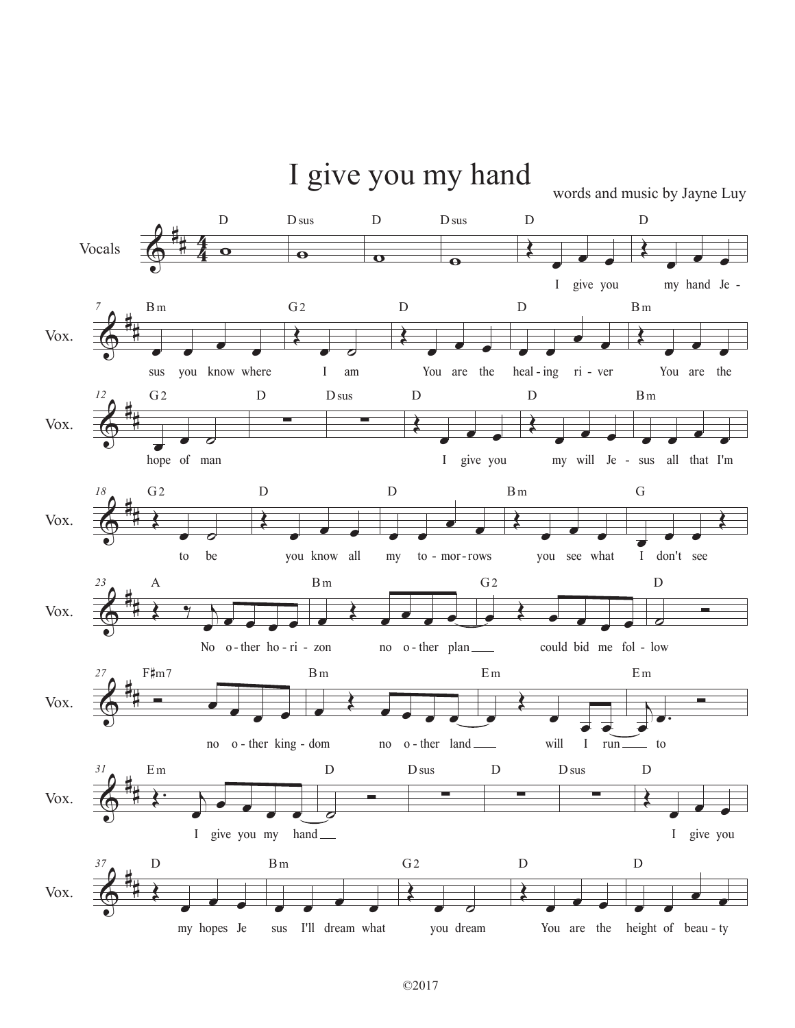# I give you my hand

words and music by Jayne Luy

Vocals

I give you my hand Jesus you know where I am
You are the healing river
You are the hope of man

I give you my will Jesus all that I'm to be
you know all my tomorrows
you see what I don't see

No other horizon no other plan
could bid me follow
no other kingdom no other land
will I run to
I give you my hand

I give you my hopes Jesus I'll dream what you dream
You are the height of beauty

©2017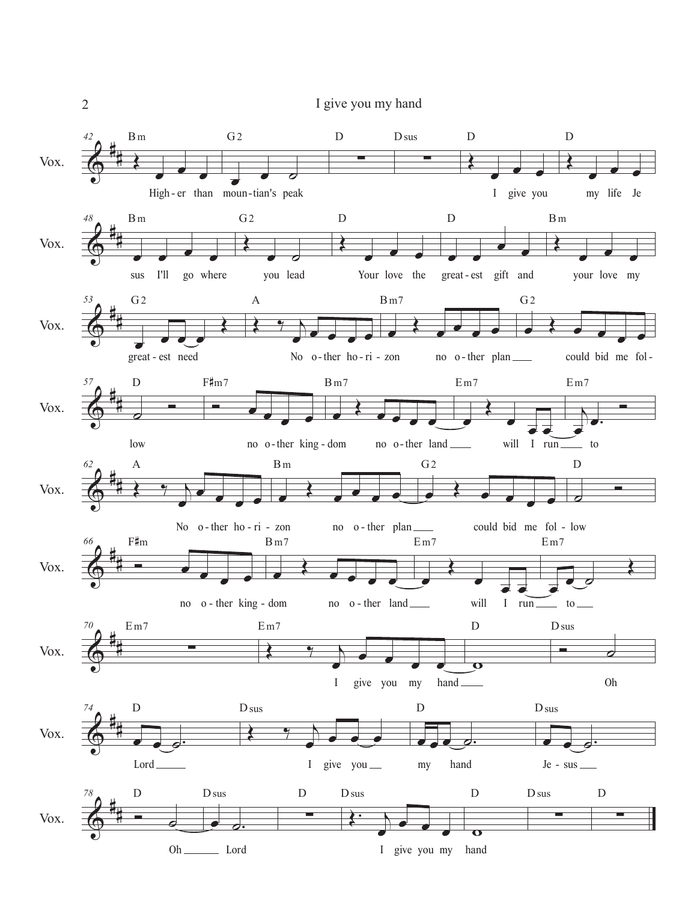I give you my hand

42 Bm G2 D Dsus D D

Vox.

High - er than moun - tian's peak I give you my life Je

48 Bm G2 D D Bm

sus I'll go where you lead Your love the great - est gift and your love my

53 G2 A Bm7 G2

great - est need No o - ther ho - ri - zon no o - ther plan could bid me fol -

57 D F♯m7 Bm7 Em7 Em7

low no o - ther king - dom no o - ther land will I run to

62 A Bm G2 D

No o - ther ho - ri - zon no o - ther plan could bid me fol - low

66 F♯m Bm7 Em7 Em7

no o - ther king - dom no o - ther land will I run to

70 Em7 Em7 D Dsus

I give you my hand Oh

74 D Dsus D Dsus

Lord I give you my hand Je - sus

78 D Dsus D Dsus D Dsus D

Oh Lord I give you my hand